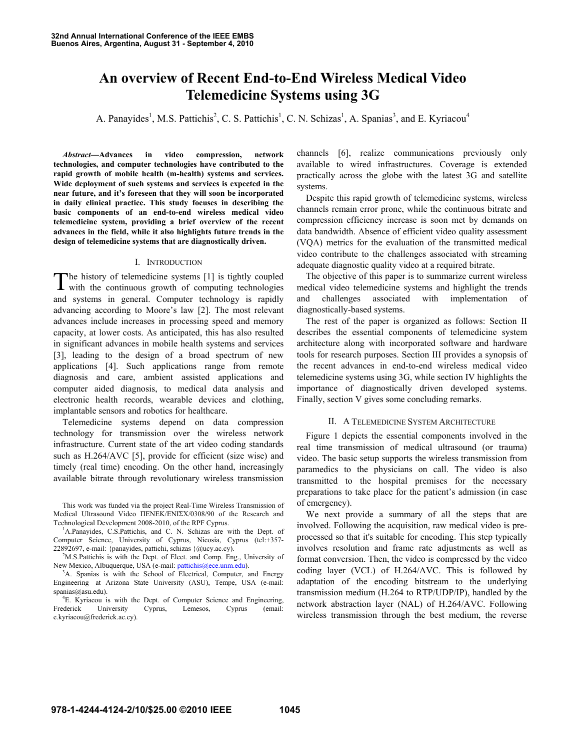# An overview of Recent End-to-End Wireless Medical Video Telemedicine Systems using 3G

A. Panayides[1], M.S. Pattichis[2], C. S. Pattichis[1], C. N. Schizas[1], A. Spanias[3], and E. Kyriacou[4]

***Abstract*—Advances in video compression, network technologies, and computer technologies have contributed to the rapid growth of mobile health (m-health) systems and services. Wide deployment of such systems and services is expected in the near future, and it's foreseen that they will soon be incorporated in daily clinical practice. This study focuses in describing the basic components of an end-to-end wireless medical video telemedicine system, providing a brief overview of the recent advances in the field, while it also highlights future trends in the design of telemedicine systems that are diagnostically driven.**

## I. Introduction

The history of telemedicine systems [1] is tightly coupled with the continuous growth of computing technologies and systems in general. Computer technology is rapidly advancing according to Moore's law [2]. The most relevant advances include increases in processing speed and memory capacity, at lower costs. As anticipated, this has also resulted in significant advances in mobile health systems and services [3], leading to the design of a broad spectrum of new applications [4]. Such applications range from remote diagnosis and care, ambient assisted applications and computer aided diagnosis, to medical data analysis and electronic health records, wearable devices and clothing, implantable sensors and robotics for healthcare.

Telemedicine systems depend on data compression technology for transmission over the wireless network infrastructure. Current state of the art video coding standards such as H.264/AVC [5], provide for efficient (size wise) and timely (real time) encoding. On the other hand, increasingly available bitrate through revolutionary wireless transmission channels [6], realize communications previously only available to wired infrastructures. Coverage is extended practically across the globe with the latest 3G and satellite systems.

Despite this rapid growth of telemedicine systems, wireless channels remain error prone, while the continuous bitrate and compression efficiency increase is soon met by demands on data bandwidth. Absence of efficient video quality assessment (VQA) metrics for the evaluation of the transmitted medical video contribute to the challenges associated with streaming adequate diagnostic quality video at a required bitrate.

The objective of this paper is to summarize current wireless medical video telemedicine systems and highlight the trends and challenges associated with implementation of diagnostically-based systems.

The rest of the paper is organized as follows: Section II describes the essential components of telemedicine system architecture along with incorporated software and hardware tools for research purposes. Section III provides a synopsis of the recent advances in end-to-end wireless medical video telemedicine systems using 3G, while section IV highlights the importance of diagnostically driven developed systems. Finally, section V gives some concluding remarks.

## II. A Telemedicine System Architecture

Figure 1 depicts the essential components involved in the real time transmission of medical ultrasound (or trauma) video. The basic setup supports the wireless transmission from paramedics to the physicians on call. The video is also transmitted to the hospital premises for the necessary preparations to take place for the patient's admission (in case of emergency).

We next provide a summary of all the steps that are involved. Following the acquisition, raw medical video is pre-processed so that it's suitable for encoding. This step typically involves resolution and frame rate adjustments as well as format conversion. Then, the video is compressed by the video coding layer (VCL) of H.264/AVC. This is followed by adaptation of the encoding bitstream to the underlying transmission medium (H.264 to RTP/UDP/IP), handled by the network abstraction layer (NAL) of H.264/AVC. Following wireless transmission through the best medium, the reverse

This work was funded via the project Real-Time Wireless Transmission of Medical Ultrasound Video ΠΕΝΕΚ/ΕΝΙΣΧ/0308/90 of the Research and Technological Development 2008-2010, of the RPF Cyprus.

[1]A.Panayides, C.S.Pattichis, and C. N. Schizas are with the Dept. of Computer Science, University of Cyprus, Nicosia, Cyprus (tel:+357-22892697, e-mail: {panayides, pattichi, schizas }@ucy.ac.cy).

[2]M.S.Pattichis is with the Dept. of Elect. and Comp. Eng., University of New Mexico, Albuquerque, USA (e-mail: pattichis@ece.unm.edu).

[3]A. Spanias is with the School of Electrical, Computer, and Energy Engineering at Arizona State University (ASU), Tempe, USA (e-mail: spanias@asu.edu).

[4]E. Kyriacou is with the Dept. of Computer Science and Engineering, Frederick University Cyprus, Lemesos, Cyprus (email: e.kyriacou@frederick.ac.cy).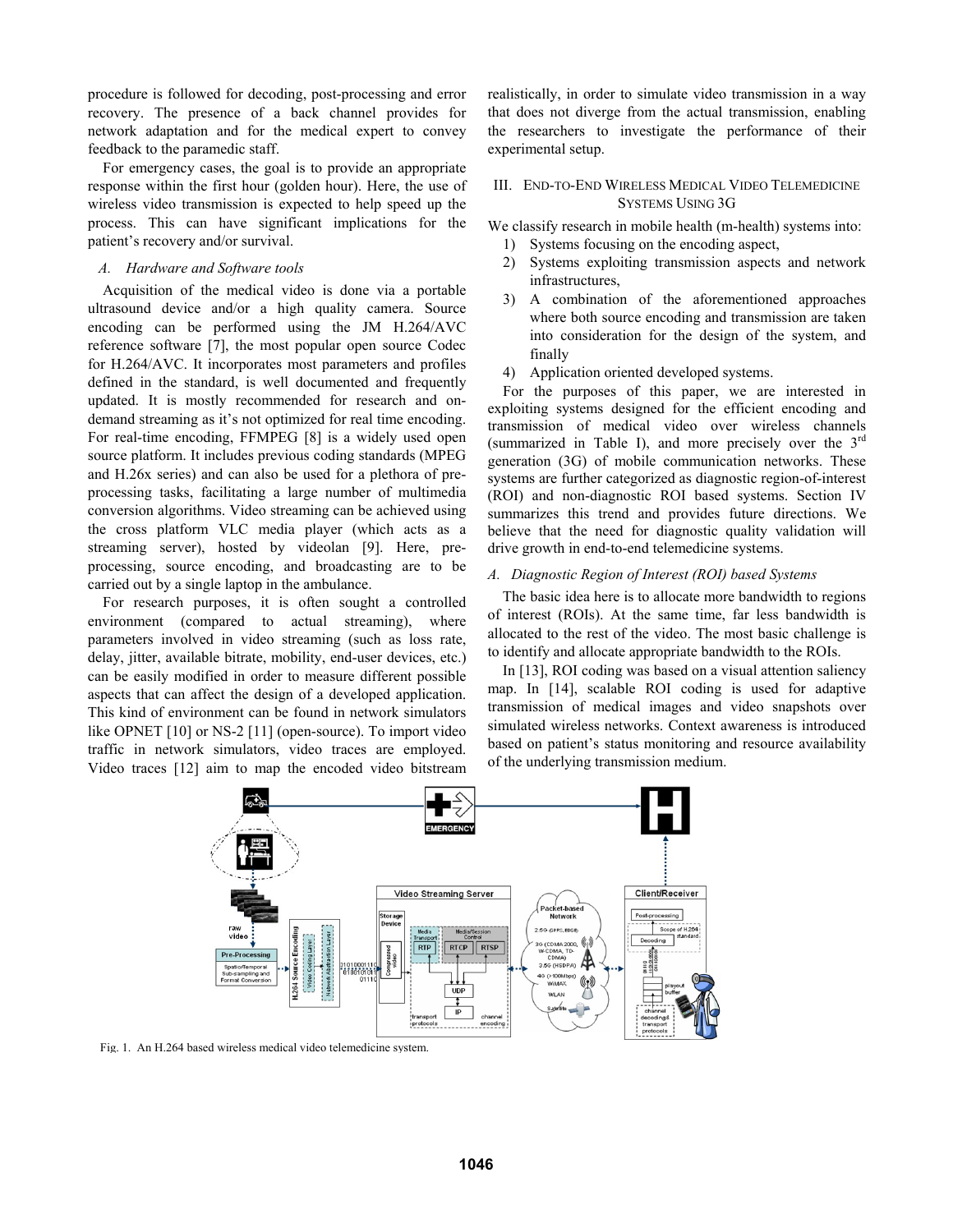procedure is followed for decoding, post-processing and error recovery. The presence of a back channel provides for network adaptation and for the medical expert to convey feedback to the paramedic staff.

For emergency cases, the goal is to provide an appropriate response within the first hour (golden hour). Here, the use of wireless video transmission is expected to help speed up the process. This can have significant implications for the patient's recovery and/or survival.

### *A. Hardware and Software tools*

Acquisition of the medical video is done via a portable ultrasound device and/or a high quality camera. Source encoding can be performed using the JM H.264/AVC reference software [7], the most popular open source Codec for H.264/AVC. It incorporates most parameters and profiles defined in the standard, is well documented and frequently updated. It is mostly recommended for research and on-demand streaming as it's not optimized for real time encoding. For real-time encoding, FFMPEG [8] is a widely used open source platform. It includes previous coding standards (MPEG and H.26x series) and can also be used for a plethora of pre-processing tasks, facilitating a large number of multimedia conversion algorithms. Video streaming can be achieved using the cross platform VLC media player (which acts as a streaming server), hosted by videolan [9]. Here, pre-processing, source encoding, and broadcasting are to be carried out by a single laptop in the ambulance.

For research purposes, it is often sought a controlled environment (compared to actual streaming), where parameters involved in video streaming (such as loss rate, delay, jitter, available bitrate, mobility, end-user devices, etc.) can be easily modified in order to measure different possible aspects that can affect the design of a developed application. This kind of environment can be found in network simulators like OPNET [10] or NS-2 [11] (open-source). To import video traffic in network simulators, video traces are employed. Video traces [12] aim to map the encoded video bitstream realistically, in order to simulate video transmission in a way that does not diverge from the actual transmission, enabling the researchers to investigate the performance of their experimental setup.

## III. End-to-End Wireless Medical Video Telemedicine Systems Using 3G

We classify research in mobile health (m-health) systems into:

1) Systems focusing on the encoding aspect,
2) Systems exploiting transmission aspects and network infrastructures,
3) A combination of the aforementioned approaches where both source encoding and transmission are taken into consideration for the design of the system, and finally
4) Application oriented developed systems.

For the purposes of this paper, we are interested in exploiting systems designed for the efficient encoding and transmission of medical video over wireless channels (summarized in Table I), and more precisely over the 3rd generation (3G) of mobile communication networks. These systems are further categorized as diagnostic region-of-interest (ROI) and non-diagnostic ROI based systems. Section IV summarizes this trend and provides future directions. We believe that the need for diagnostic quality validation will drive growth in end-to-end telemedicine systems.

### *A. Diagnostic Region of Interest (ROI) based Systems*

The basic idea here is to allocate more bandwidth to regions of interest (ROIs). At the same time, far less bandwidth is allocated to the rest of the video. The most basic challenge is to identify and allocate appropriate bandwidth to the ROIs.

In [13], ROI coding was based on a visual attention saliency map. In [14], scalable ROI coding is used for adaptive transmission of medical images and video snapshots over simulated wireless networks. Context awareness is introduced based on patient's status monitoring and resource availability of the underlying transmission medium.

Fig. 1. An H.264 based wireless medical video telemedicine system.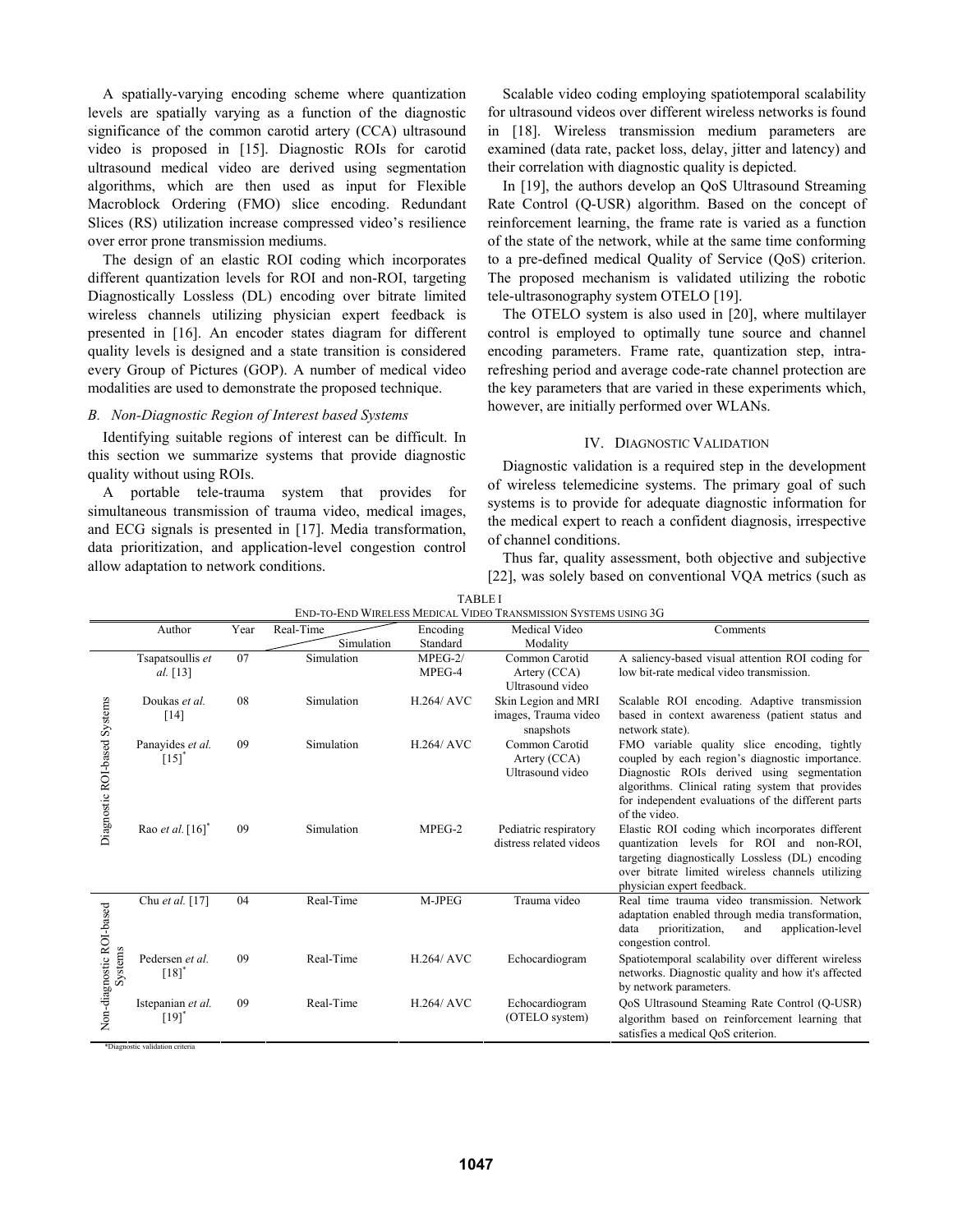A spatially-varying encoding scheme where quantization levels are spatially varying as a function of the diagnostic significance of the common carotid artery (CCA) ultrasound video is proposed in [15]. Diagnostic ROIs for carotid ultrasound medical video are derived using segmentation algorithms, which are then used as input for Flexible Macroblock Ordering (FMO) slice encoding. Redundant Slices (RS) utilization increase compressed video's resilience over error prone transmission mediums.

The design of an elastic ROI coding which incorporates different quantization levels for ROI and non-ROI, targeting Diagnostically Lossless (DL) encoding over bitrate limited wireless channels utilizing physician expert feedback is presented in [16]. An encoder states diagram for different quality levels is designed and a state transition is considered every Group of Pictures (GOP). A number of medical video modalities are used to demonstrate the proposed technique.

### *B. Non-Diagnostic Region of Interest based Systems*

Identifying suitable regions of interest can be difficult. In this section we summarize systems that provide diagnostic quality without using ROIs.

A portable tele-trauma system that provides for simultaneous transmission of trauma video, medical images, and ECG signals is presented in [17]. Media transformation, data prioritization, and application-level congestion control allow adaptation to network conditions.

Scalable video coding employing spatiotemporal scalability for ultrasound videos over different wireless networks is found in [18]. Wireless transmission medium parameters are examined (data rate, packet loss, delay, jitter and latency) and their correlation with diagnostic quality is depicted.

In [19], the authors develop an QoS Ultrasound Streaming Rate Control (Q-USR) algorithm. Based on the concept of reinforcement learning, the frame rate is varied as a function of the state of the network, while at the same time conforming to a pre-defined medical Quality of Service (QoS) criterion. The proposed mechanism is validated utilizing the robotic tele-ultrasonography system OTELO [19].

The OTELO system is also used in [20], where multilayer control is employed to optimally tune source and channel encoding parameters. Frame rate, quantization step, intra-refreshing period and average code-rate channel protection are the key parameters that are varied in these experiments which, however, are initially performed over WLANs.

## IV. Diagnostic Validation

Diagnostic validation is a required step in the development of wireless telemedicine systems. The primary goal of such systems is to provide for adequate diagnostic information for the medical expert to reach a confident diagnosis, irrespective of channel conditions.

Thus far, quality assessment, both objective and subjective [22], was solely based on conventional VQA metrics (such as

TABLE I
END-TO-END WIRELESS MEDICAL VIDEO TRANSMISSION SYSTEMS USING 3G

| | Author | Year | Real-Time / Simulation | Encoding Standard | Medical Video Modality | Comments |
|---|---|---|---|---|---|---|
| Diagnostic ROI-based Systems | Tsapatsoullis *et al.* [13] | 07 | Simulation | MPEG-2/ MPEG-4 | Common Carotid Artery (CCA) Ultrasound video | A saliency-based visual attention ROI coding for low bit-rate medical video transmission. |
| | Doukas *et al.* [14] | 08 | Simulation | H.264/ AVC | Skin Legion and MRI images, Trauma video snapshots | Scalable ROI encoding. Adaptive transmission based in context awareness (patient status and network state). |
| | Panayides *et al.* [15]* | 09 | Simulation | H.264/ AVC | Common Carotid Artery (CCA) Ultrasound video | FMO variable quality slice encoding, tightly coupled by each region's diagnostic importance. Diagnostic ROIs derived using segmentation algorithms. Clinical rating system that provides for independent evaluations of the different parts of the video. |
| | Rao *et al.* [16]* | 09 | Simulation | MPEG-2 | Pediatric respiratory distress related videos | Elastic ROI coding which incorporates different quantization levels for ROI and non-ROI, targeting diagnostically Lossless (DL) encoding over bitrate limited wireless channels utilizing physician expert feedback. |
| Non-diagnostic ROI-based Systems | Chu *et al.* [17] | 04 | Real-Time | M-JPEG | Trauma video | Real time trauma video transmission. Network adaptation enabled through media transformation, data prioritization, and application-level congestion control. |
| | Pedersen *et al.* [18]* | 09 | Real-Time | H.264/ AVC | Echocardiogram | Spatiotemporal scalability over different wireless networks. Diagnostic quality and how it's affected by network parameters. |
| | Istepanian *et al.* [19]* | 09 | Real-Time | H.264/ AVC | Echocardiogram (OTELO system) | QoS Ultrasound Steaming Rate Control (Q-USR) algorithm based on reinforcement learning that satisfies a medical QoS criterion. |

*Diagnostic validation criteria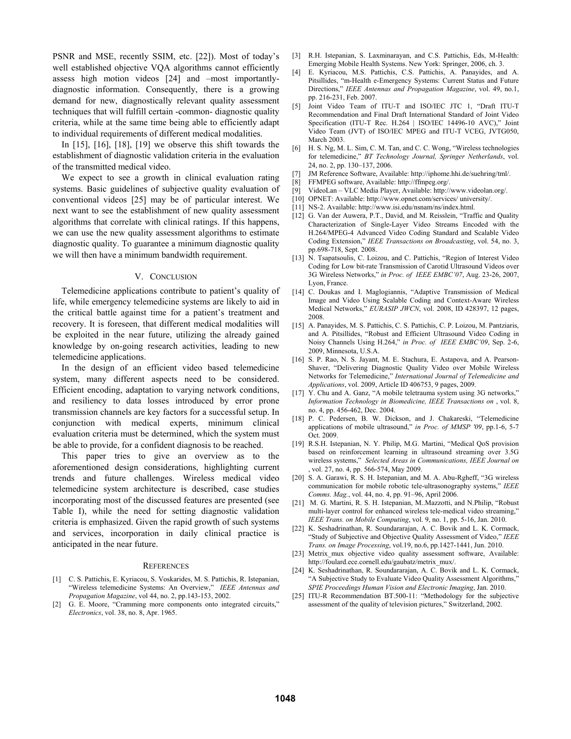PSNR and MSE, recently SSIM, etc. [22]). Most of today's well established objective VQA algorithms cannot efficiently assess high motion videos [24] and –most importantly- diagnostic information. Consequently, there is a growing demand for new, diagnostically relevant quality assessment techniques that will fulfill certain -common- diagnostic quality criteria, while at the same time being able to efficiently adapt to individual requirements of different medical modalities.

In [15], [16], [18], [19] we observe this shift towards the establishment of diagnostic validation criteria in the evaluation of the transmitted medical video.

We expect to see a growth in clinical evaluation rating systems. Basic guidelines of subjective quality evaluation of conventional videos [25] may be of particular interest. We next want to see the establishment of new quality assessment algorithms that correlate with clinical ratings. If this happens, we can use the new quality assessment algorithms to estimate diagnostic quality. To guarantee a minimum diagnostic quality we will then have a minimum bandwidth requirement.

## V. Conclusion

Telemedicine applications contribute to patient's quality of life, while emergency telemedicine systems are likely to aid in the critical battle against time for a patient's treatment and recovery. It is foreseen, that different medical modalities will be exploited in the near future, utilizing the already gained knowledge by on-going research activities, leading to new telemedicine applications.

In the design of an efficient video based telemedicine system, many different aspects need to be considered. Efficient encoding, adaptation to varying network conditions, and resiliency to data losses introduced by error prone transmission channels are key factors for a successful setup. In conjunction with medical experts, minimum clinical evaluation criteria must be determined, which the system must be able to provide, for a confident diagnosis to be reached.

This paper tries to give an overview as to the aforementioned design considerations, highlighting current trends and future challenges. Wireless medical video telemedicine system architecture is described, case studies incorporating most of the discussed features are presented (see Table I), while the need for setting diagnostic validation criteria is emphasized. Given the rapid growth of such systems and services, incorporation in daily clinical practice is anticipated in the near future.

## References

[1] C. S. Pattichis, E. Kyriacou, S. Voskarides, M. S. Pattichis, R. Istepanian, "Wireless telemedicine Systems: An Overview," *IEEE Antennas and Propagation Magazine*, vol 44, no. 2, pp.143-153, 2002.

[2] G. E. Moore, "Cramming more components onto integrated circuits," *Electronics*, vol. 38, no. 8, Apr. 1965.

[3] R.H. Istepanian, S. Laxminarayan, and C.S. Pattichis, Eds, M-Health: Emerging Mobile Health Systems. New York: Springer, 2006, ch. 3.

[4] E. Kyriacou, M.S. Pattichis, C.S. Pattichis, A. Panayides, and A. Pitsillides, "m-Health e-Emergency Systems: Current Status and Future Directions," *IEEE Antennas and Propagation Magazine*, vol. 49, no.1, pp. 216-231, Feb. 2007.

[5] Joint Video Team of ITU-T and ISO/IEC JTC 1, "Draft ITU-T Recommendation and Final Draft International Standard of Joint Video Specification (ITU-T Rec. H.264 | ISO/IEC 14496-10 AVC)," Joint Video Team (JVT) of ISO/IEC MPEG and ITU-T VCEG, JVTG050, March 2003.

[6] H. S. Ng, M. L. Sim, C. M. Tan, and C. C. Wong, "Wireless technologies for telemedicine," *BT Technology Journal, Springer Netherlands*, vol. 24, no. 2, pp. 130–137, 2006.

[7] JM Reference Software, Available: http://iphome.hhi.de/suehring/tml/.

[8] FFMPEG software, Available: http://ffmpeg.org/.

[9] VideoLan – VLC Media Player, Available: http://www.videolan.org/.

[10] OPNET: Available: http://www.opnet.com/services/ university/.

[11] NS-2. Available: http://www.isi.edu/nsnam/ns/index.html.

[12] G. Van der Auwera, P.T., David, and M. Reisslein, "Traffic and Quality Characterization of Single-Layer Video Streams Encoded with the H.264/MPEG-4 Advanced Video Coding Standard and Scalable Video Coding Extension," *IEEE Transactions on Broadcasting*, vol. 54, no. 3, pp.698-718, Sept. 2008.

[13] N. Tsapatsoulis, C. Loizou, and C. Pattichis, "Region of Interest Video Coding for Low bit-rate Transmission of Carotid Ultrasound Videos over 3G Wireless Networks," *in Proc. of IEEE EMBC'07*, Aug. 23-26, 2007, Lyon, France.

[14] C. Doukas and I. Maglogiannis, "Adaptive Transmission of Medical Image and Video Using Scalable Coding and Context-Aware Wireless Medical Networks," *EURASIP JWCN*, vol. 2008, ID 428397, 12 pages, 2008.

[15] A. Panayides, M. S. Pattichis, C. S. Pattichis, C. P. Loizou, M. Pantziaris, and A. Pitsillides, "Robust and Efficient Ultrasound Video Coding in Noisy Channels Using H.264," *in Proc. of IEEE EMBC'09*, Sep. 2-6, 2009, Minnesota, U.S.A.

[16] S. P. Rao, N. S. Jayant, M. E. Stachura, E. Astapova, and A. Pearson-Shaver, "Delivering Diagnostic Quality Video over Mobile Wireless Networks for Telemedicine," *International Journal of Telemedicine and Applications*, vol. 2009, Article ID 406753, 9 pages, 2009.

[17] Y. Chu and A. Ganz, "A mobile teletrauma system using 3G networks," *Information Technology in Biomedicine, IEEE Transactions on* , vol. 8, no. 4, pp. 456-462, Dec. 2004.

[18] P. C. Pedersen, B. W. Dickson, and J. Chakareski, "Telemedicine applications of mobile ultrasound," *in Proc. of MMSP '09*, pp.1-6, 5-7 Oct. 2009.

[19] R.S.H. Istepanian, N. Y. Philip, M.G. Martini, "Medical QoS provision based on reinforcement learning in ultrasound streaming over 3.5G wireless systems," *Selected Areas in Communications, IEEE Journal on* , vol. 27, no. 4, pp. 566-574, May 2009.

[20] S. A. Garawi, R. S. H. Istepanian, and M. A. Abu-Rgheff, "3G wireless communication for mobile robotic tele-ultrasonography systems," *IEEE Comms. Mag.*, vol. 44, no. 4, pp. 91–96, April 2006.

[21] M. G. Martini, R. S. H. Istepanian, M..Mazzotti, and N.Philip, "Robust multi-layer control for enhanced wireless tele-medical video streaming," *IEEE Trans. on Mobile Computing*, vol. 9, no. 1, pp. 5-16, Jan. 2010.

[22] K. Seshadrinathan, R. Soundararajan, A. C. Bovik and L. K. Cormack, "Study of Subjective and Objective Quality Assessment of Video," *IEEE Trans. on Image Processing*, vol.19, no.6, pp.1427-1441, Jun. 2010.

[23] Metrix_mux objective video quality assessment software, Available: http://foulard.ece.cornell.edu/gaubatz/metrix_mux/.

[24] K. Seshadrinathan, R. Soundararajan, A. C. Bovik and L. K. Cormack, "A Subjective Study to Evaluate Video Quality Assessment Algorithms," *SPIE Proceedings Human Vision and Electronic Imaging*, Jan. 2010.

[25] ITU-R Recommendation BT.500-11: "Methodology for the subjective assessment of the quality of television pictures," Switzerland, 2002.